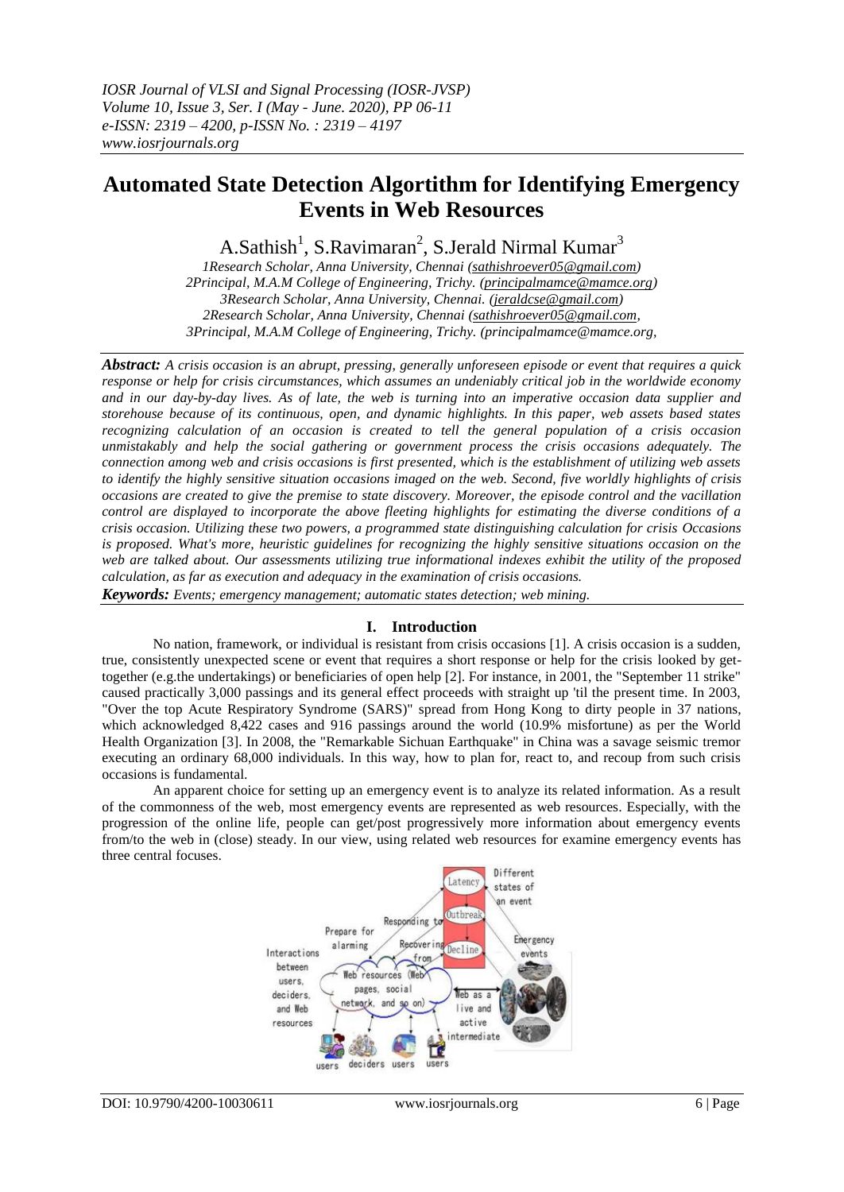*IOSR Journal of VLSI and Signal Processing (IOSR-JVSP)*
*Volume 10, Issue 3, Ser. I (May - June. 2020), PP 06-11*
*e-ISSN: 2319 – 4200, p-ISSN No. : 2319 – 4197*
*www.iosrjournals.org*

# Automated State Detection Algortithm for Identifying Emergency Events in Web Resources

A.Sathish[1], S.Ravimaran[2], S.Jerald Nirmal Kumar[3]

*1Research Scholar, Anna University, Chennai (sathishroever05@gmail.com)*
*2Principal, M.A.M College of Engineering, Trichy. (principalmamce@mamce.org)*
*3Research Scholar, Anna University, Chennai. (jeraldcse@gmail.com)*
*2Research Scholar, Anna University, Chennai (sathishroever05@gmail.com,*
*3Principal, M.A.M College of Engineering, Trichy. (principalmamce@mamce.org,*

***Abstract:*** *A crisis occasion is an abrupt, pressing, generally unforeseen episode or event that requires a quick response or help for crisis circumstances, which assumes an undeniably critical job in the worldwide economy and in our day-by-day lives. As of late, the web is turning into an imperative occasion data supplier and storehouse because of its continuous, open, and dynamic highlights. In this paper, web assets based states recognizing calculation of an occasion is created to tell the general population of a crisis occasion unmistakably and help the social gathering or government process the crisis occasions adequately. The connection among web and crisis occasions is first presented, which is the establishment of utilizing web assets to identify the highly sensitive situation occasions imaged on the web. Second, five worldly highlights of crisis occasions are created to give the premise to state discovery. Moreover, the episode control and the vacillation control are displayed to incorporate the above fleeting highlights for estimating the diverse conditions of a crisis occasion. Utilizing these two powers, a programmed state distinguishing calculation for crisis Occasions is proposed. What's more, heuristic guidelines for recognizing the highly sensitive situations occasion on the web are talked about. Our assessments utilizing true informational indexes exhibit the utility of the proposed calculation, as far as execution and adequacy in the examination of crisis occasions.*

***Keywords:*** *Events; emergency management; automatic states detection; web mining.*

## I. Introduction

No nation, framework, or individual is resistant from crisis occasions [1]. A crisis occasion is a sudden, true, consistently unexpected scene or event that requires a short response or help for the crisis looked by get-together (e.g.the undertakings) or beneficiaries of open help [2]. For instance, in 2001, the "September 11 strike" caused practically 3,000 passings and its general effect proceeds with straight up 'til the present time. In 2003, "Over the top Acute Respiratory Syndrome (SARS)" spread from Hong Kong to dirty people in 37 nations, which acknowledged 8,422 cases and 916 passings around the world (10.9% misfortune) as per the World Health Organization [3]. In 2008, the "Remarkable Sichuan Earthquake" in China was a savage seismic tremor executing an ordinary 68,000 individuals. In this way, how to plan for, react to, and recoup from such crisis occasions is fundamental.

An apparent choice for setting up an emergency event is to analyze its related information. As a result of the commonness of the web, most emergency events are represented as web resources. Especially, with the progression of the online life, people can get/post progressively more information about emergency events from/to the web in (close) steady. In our view, using related web resources for examine emergency events has three central focuses.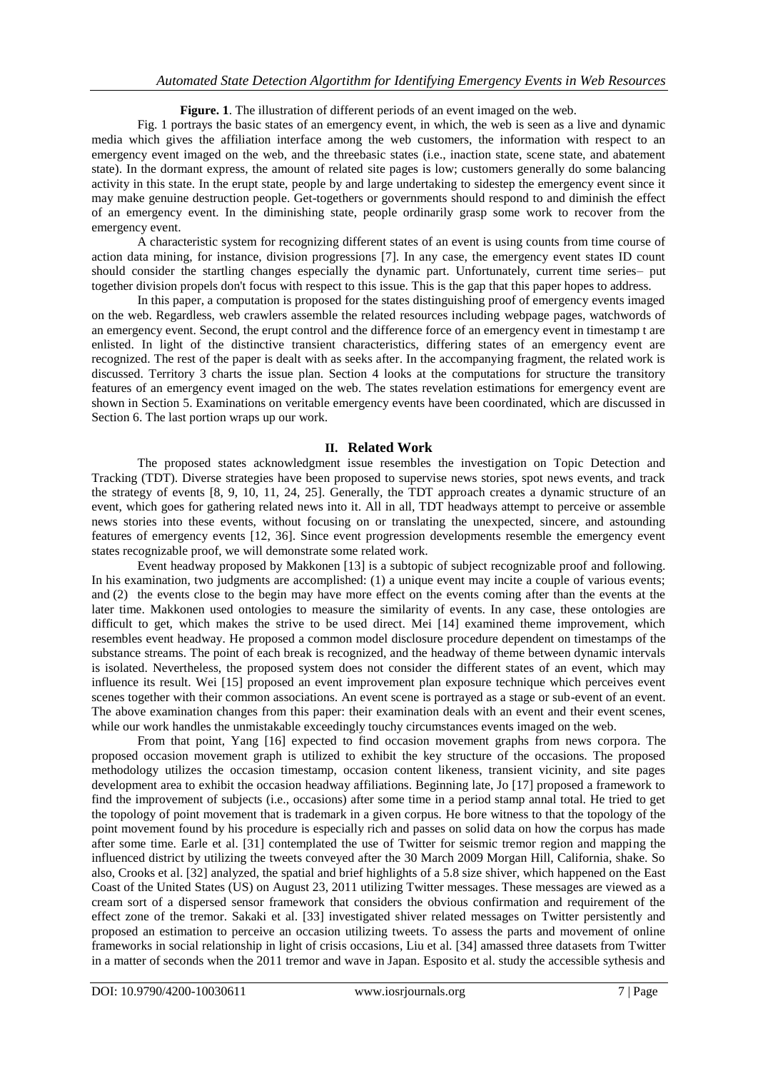**Figure. 1**. The illustration of different periods of an event imaged on the web.

Fig. 1 portrays the basic states of an emergency event, in which, the web is seen as a live and dynamic media which gives the affiliation interface among the web customers, the information with respect to an emergency event imaged on the web, and the threebasic states (i.e., inaction state, scene state, and abatement state). In the dormant express, the amount of related site pages is low; customers generally do some balancing activity in this state. In the erupt state, people by and large undertaking to sidestep the emergency event since it may make genuine destruction people. Get-togethers or governments should respond to and diminish the effect of an emergency event. In the diminishing state, people ordinarily grasp some work to recover from the emergency event.

A characteristic system for recognizing different states of an event is using counts from time course of action data mining, for instance, division progressions [7]. In any case, the emergency event states ID count should consider the startling changes especially the dynamic part. Unfortunately, current time series– put together division propels don't focus with respect to this issue. This is the gap that this paper hopes to address.

In this paper, a computation is proposed for the states distinguishing proof of emergency events imaged on the web. Regardless, web crawlers assemble the related resources including webpage pages, watchwords of an emergency event. Second, the erupt control and the difference force of an emergency event in timestamp t are enlisted. In light of the distinctive transient characteristics, differing states of an emergency event are recognized. The rest of the paper is dealt with as seeks after. In the accompanying fragment, the related work is discussed. Territory 3 charts the issue plan. Section 4 looks at the computations for structure the transitory features of an emergency event imaged on the web. The states revelation estimations for emergency event are shown in Section 5. Examinations on veritable emergency events have been coordinated, which are discussed in Section 6. The last portion wraps up our work.

## II. Related Work

The proposed states acknowledgment issue resembles the investigation on Topic Detection and Tracking (TDT). Diverse strategies have been proposed to supervise news stories, spot news events, and track the strategy of events [8, 9, 10, 11, 24, 25]. Generally, the TDT approach creates a dynamic structure of an event, which goes for gathering related news into it. All in all, TDT headways attempt to perceive or assemble news stories into these events, without focusing on or translating the unexpected, sincere, and astounding features of emergency events [12, 36]. Since event progression developments resemble the emergency event states recognizable proof, we will demonstrate some related work.

Event headway proposed by Makkonen [13] is a subtopic of subject recognizable proof and following. In his examination, two judgments are accomplished: (1) a unique event may incite a couple of various events; and (2) the events close to the begin may have more effect on the events coming after than the events at the later time. Makkonen used ontologies to measure the similarity of events. In any case, these ontologies are difficult to get, which makes the strive to be used direct. Mei [14] examined theme improvement, which resembles event headway. He proposed a common model disclosure procedure dependent on timestamps of the substance streams. The point of each break is recognized, and the headway of theme between dynamic intervals is isolated. Nevertheless, the proposed system does not consider the different states of an event, which may influence its result. Wei [15] proposed an event improvement plan exposure technique which perceives event scenes together with their common associations. An event scene is portrayed as a stage or sub-event of an event. The above examination changes from this paper: their examination deals with an event and their event scenes, while our work handles the unmistakable exceedingly touchy circumstances events imaged on the web.

From that point, Yang [16] expected to find occasion movement graphs from news corpora. The proposed occasion movement graph is utilized to exhibit the key structure of the occasions. The proposed methodology utilizes the occasion timestamp, occasion content likeness, transient vicinity, and site pages development area to exhibit the occasion headway affiliations. Being late, Jo [17] proposed a framework to find the improvement of subjects (i.e., occasions) after some time in a period stamp annal total. He tried to get the topology of point movement that is trademark in a given corpus. He bore witness to that the topology of the point movement found by his procedure is especially rich and passes on solid data on how the corpus has made after some time. Earle et al. [31] contemplated the use of Twitter for seismic tremor region and mapping the influenced district by utilizing the tweets conveyed after the 30 March 2009 Morgan Hill, California, shake. So also, Crooks et al. [32] analyzed, the spatial and brief highlights of a 5.8 size shiver, which happened on the East Coast of the United States (US) on August 23, 2011 utilizing Twitter messages. These messages are viewed as a cream sort of a dispersed sensor framework that considers the obvious confirmation and requirement of the effect zone of the tremor. Sakaki et al. [33] investigated shiver related messages on Twitter persistently and proposed an estimation to perceive an occasion utilizing tweets. To assess the parts and movement of online frameworks in social relationship in light of crisis occasions, Liu et al. [34] amassed three datasets from Twitter in a matter of seconds when the 2011 tremor and wave in Japan. Esposito et al. study the accessible sythesis and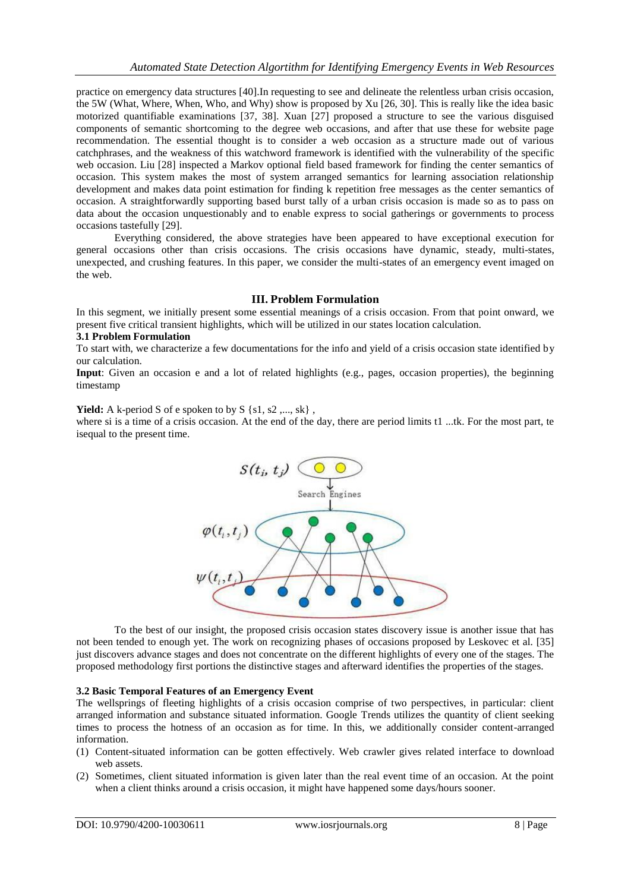practice on emergency data structures [40].In requesting to see and delineate the relentless urban crisis occasion, the 5W (What, Where, When, Who, and Why) show is proposed by Xu [26, 30]. This is really like the idea basic motorized quantifiable examinations [37, 38]. Xuan [27] proposed a structure to see the various disguised components of semantic shortcoming to the degree web occasions, and after that use these for website page recommendation. The essential thought is to consider a web occasion as a structure made out of various catchphrases, and the weakness of this watchword framework is identified with the vulnerability of the specific web occasion. Liu [28] inspected a Markov optional field based framework for finding the center semantics of occasion. This system makes the most of system arranged semantics for learning association relationship development and makes data point estimation for finding k repetition free messages as the center semantics of occasion. A straightforwardly supporting based burst tally of a urban crisis occasion is made so as to pass on data about the occasion unquestionably and to enable express to social gatherings or governments to process occasions tastefully [29].

Everything considered, the above strategies have been appeared to have exceptional execution for general occasions other than crisis occasions. The crisis occasions have dynamic, steady, multi-states, unexpected, and crushing features. In this paper, we consider the multi-states of an emergency event imaged on the web.

## III. Problem Formulation

In this segment, we initially present some essential meanings of a crisis occasion. From that point onward, we present five critical transient highlights, which will be utilized in our states location calculation.

### 3.1 Problem Formulation

To start with, we characterize a few documentations for the info and yield of a crisis occasion state identified by our calculation.

**Input**: Given an occasion e and a lot of related highlights (e.g., pages, occasion properties), the beginning timestamp

**Yield:** A k-period S of e spoken to by S {s1, s2 ,..., sk} ,

where si is a time of a crisis occasion. At the end of the day, there are period limits t1 ...tk. For the most part, te isequal to the present time.

$S(t_i, t_j)$

Search Engines

$\varphi(t_i, t_j)$

$\psi(t_i, t_j)$

To the best of our insight, the proposed crisis occasion states discovery issue is another issue that has not been tended to enough yet. The work on recognizing phases of occasions proposed by Leskovec et al. [35] just discovers advance stages and does not concentrate on the different highlights of every one of the stages. The proposed methodology first portions the distinctive stages and afterward identifies the properties of the stages.

### 3.2 Basic Temporal Features of an Emergency Event

The wellsprings of fleeting highlights of a crisis occasion comprise of two perspectives, in particular: client arranged information and substance situated information. Google Trends utilizes the quantity of client seeking times to process the hotness of an occasion as for time. In this, we additionally consider content-arranged information.

(1) Content-situated information can be gotten effectively. Web crawler gives related interface to download web assets.
(2) Sometimes, client situated information is given later than the real event time of an occasion. At the point when a client thinks around a crisis occasion, it might have happened some days/hours sooner.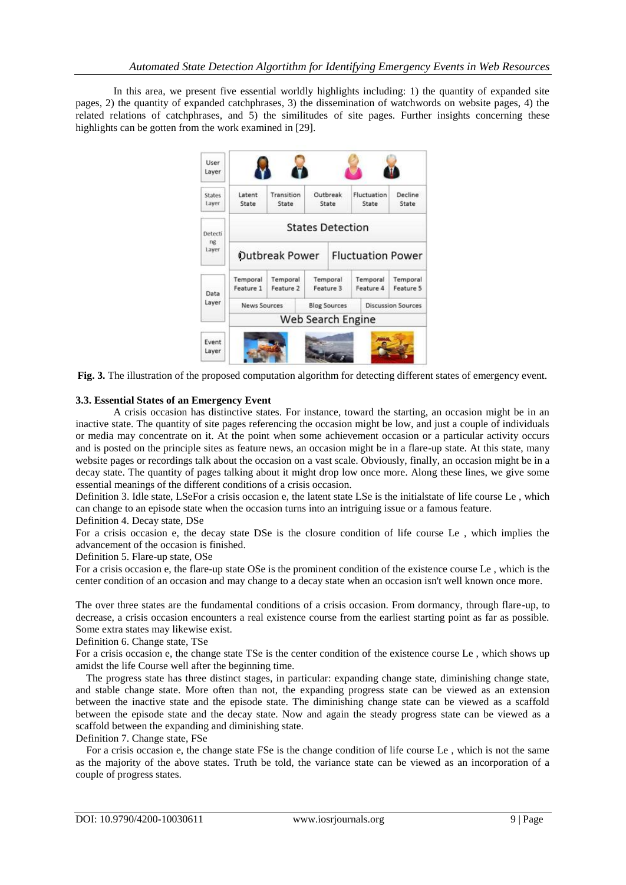In this area, we present five essential worldly highlights including: 1) the quantity of expanded site pages, 2) the quantity of expanded catchphrases, 3) the dissemination of watchwords on website pages, 4) the related relations of catchphrases, and 5) the similitudes of site pages. Further insights concerning these highlights can be gotten from the work examined in [29].

**Fig. 3.** The illustration of the proposed computation algorithm for detecting different states of emergency event.

### 3.3. Essential States of an Emergency Event

A crisis occasion has distinctive states. For instance, toward the starting, an occasion might be in an inactive state. The quantity of site pages referencing the occasion might be low, and just a couple of individuals or media may concentrate on it. At the point when some achievement occasion or a particular activity occurs and is posted on the principle sites as feature news, an occasion might be in a flare-up state. At this state, many website pages or recordings talk about the occasion on a vast scale. Obviously, finally, an occasion might be in a decay state. The quantity of pages talking about it might drop low once more. Along these lines, we give some essential meanings of the different conditions of a crisis occasion.

Definition 3. Idle state, LSeFor a crisis occasion e, the latent state LSe is the initialstate of life course Le , which can change to an episode state when the occasion turns into an intriguing issue or a famous feature.

Definition 4. Decay state, DSe

For a crisis occasion e, the decay state DSe is the closure condition of life course Le , which implies the advancement of the occasion is finished.

Definition 5. Flare-up state, OSe

For a crisis occasion e, the flare-up state OSe is the prominent condition of the existence course Le , which is the center condition of an occasion and may change to a decay state when an occasion isn't well known once more.

The over three states are the fundamental conditions of a crisis occasion. From dormancy, through flare-up, to decrease, a crisis occasion encounters a real existence course from the earliest starting point as far as possible. Some extra states may likewise exist.

Definition 6. Change state, TSe

For a crisis occasion e, the change state TSe is the center condition of the existence course Le , which shows up amidst the life Course well after the beginning time.

The progress state has three distinct stages, in particular: expanding change state, diminishing change state, and stable change state. More often than not, the expanding progress state can be viewed as an extension between the inactive state and the episode state. The diminishing change state can be viewed as a scaffold between the episode state and the decay state. Now and again the steady progress state can be viewed as a scaffold between the expanding and diminishing state.

Definition 7. Change state, FSe

For a crisis occasion e, the change state FSe is the change condition of life course Le , which is not the same as the majority of the above states. Truth be told, the variance state can be viewed as an incorporation of a couple of progress states.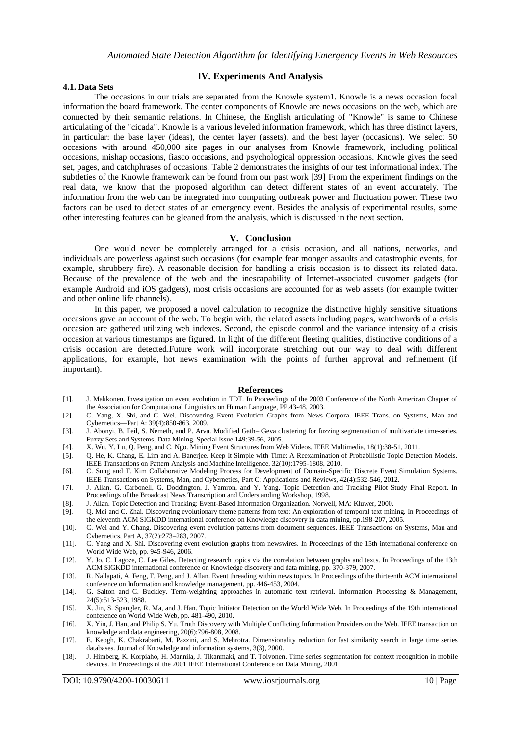## IV. Experiments And Analysis

### 4.1. Data Sets

The occasions in our trials are separated from the Knowle system1. Knowle is a news occasion focal information the board framework. The center components of Knowle are news occasions on the web, which are connected by their semantic relations. In Chinese, the English articulating of "Knowle" is same to Chinese articulating of the "cicada". Knowle is a various leveled information framework, which has three distinct layers, in particular: the base layer (ideas), the center layer (assets), and the best layer (occasions). We select 50 occasions with around 450,000 site pages in our analyses from Knowle framework, including political occasions, mishap occasions, fiasco occasions, and psychological oppression occasions. Knowle gives the seed set, pages, and catchphrases of occasions. Table 2 demonstrates the insights of our test informational index. The subtleties of the Knowle framework can be found from our past work [39] From the experiment findings on the real data, we know that the proposed algorithm can detect different states of an event accurately. The information from the web can be integrated into computing outbreak power and fluctuation power. These two factors can be used to detect states of an emergency event. Besides the analysis of experimental results, some other interesting features can be gleaned from the analysis, which is discussed in the next section.

## V. Conclusion

One would never be completely arranged for a crisis occasion, and all nations, networks, and individuals are powerless against such occasions (for example fear monger assaults and catastrophic events, for example, shrubbery fire). A reasonable decision for handling a crisis occasion is to dissect its related data. Because of the prevalence of the web and the inescapability of Internet-associated customer gadgets (for example Android and iOS gadgets), most crisis occasions are accounted for as web assets (for example twitter and other online life channels).

In this paper, we proposed a novel calculation to recognize the distinctive highly sensitive situations occasions gave an account of the web. To begin with, the related assets including pages, watchwords of a crisis occasion are gathered utilizing web indexes. Second, the episode control and the variance intensity of a crisis occasion at various timestamps are figured. In light of the different fleeting qualities, distinctive conditions of a crisis occasion are detected.Future work will incorporate stretching out our way to deal with different applications, for example, hot news examination with the points of further approval and refinement (if important).

## References

[1]. J. Makkonen. Investigation on event evolution in TDT. In Proceedings of the 2003 Conference of the North American Chapter of the Association for Computational Linguistics on Human Language, PP.43-48, 2003.
[2]. C. Yang, X. Shi, and C. Wei. Discovering Event Evolution Graphs from News Corpora. IEEE Trans. on Systems, Man and Cybernetics—Part A: 39(4):850-863, 2009.
[3]. J. Abonyi, B. Feil, S. Nemeth, and P. Arva. Modified Gath– Geva clustering for fuzzing segmentation of multivariate time-series. Fuzzy Sets and Systems, Data Mining, Special Issue 149:39-56, 2005.
[4]. X. Wu, Y. Lu, Q. Peng, and C. Ngo. Mining Event Structures from Web Videos. IEEE Multimedia, 18(1):38-51, 2011.
[5]. Q. He, K. Chang, E. Lim and A. Banerjee. Keep It Simple with Time: A Reexamination of Probabilistic Topic Detection Models. IEEE Transactions on Pattern Analysis and Machine Intelligence, 32(10):1795-1808, 2010.
[6]. C. Sung and T. Kim Collaborative Modeling Process for Development of Domain-Specific Discrete Event Simulation Systems. IEEE Transactions on Systems, Man, and Cybernetics, Part C: Applications and Reviews, 42(4):532-546, 2012.
[7]. J. Allan, G. Carbonell, G. Doddington, J. Yamron, and Y. Yang. Topic Detection and Tracking Pilot Study Final Report. In Proceedings of the Broadcast News Transcription and Understanding Workshop, 1998.
[8]. J. Allan. Topic Detection and Tracking: Event-Based Information Organization. Norwell, MA: Kluwer, 2000.
[9]. Q. Mei and C. Zhai. Discovering evolutionary theme patterns from text: An exploration of temporal text mining. In Proceedings of the eleventh ACM SIGKDD international conference on Knowledge discovery in data mining, pp.198-207, 2005.
[10]. C. Wei and Y. Chang. Discovering event evolution patterns from document sequences. IEEE Transactions on Systems, Man and Cybernetics, Part A, 37(2):273–283, 2007.
[11]. C. Yang and X. Shi. Discovering event evolution graphs from newswires. In Proceedings of the 15th international conference on World Wide Web, pp. 945-946, 2006.
[12]. Y. Jo, C. Lagoze, C. Lee Giles. Detecting research topics via the correlation between graphs and texts. In Proceedings of the 13th ACM SIGKDD international conference on Knowledge discovery and data mining, pp. 370-379, 2007.
[13]. R. Nallapati, A. Feng, F. Peng, and J. Allan. Event threading within news topics. In Proceedings of the thirteenth ACM international conference on Information and knowledge management, pp. 446-453, 2004.
[14]. G. Salton and C. Buckley. Term-weighting approaches in automatic text retrieval. Information Processing & Management, 24(5):513-523, 1988.
[15]. X. Jin, S. Spangler, R. Ma, and J. Han. Topic Initiator Detection on the World Wide Web. In Proceedings of the 19th international conference on World Wide Web, pp. 481-490, 2010.
[16]. X. Yin, J. Han, and Philip S. Yu. Truth Discovery with Multiple Conflicting Information Providers on the Web. IEEE transaction on knowledge and data engineering, 20(6):796-808, 2008.
[17]. E. Keogh, K. Chakrabarti, M. Pazzini, and S. Mehrotra. Dimensionality reduction for fast similarity search in large time series databases. Journal of Knowledge and information systems, 3(3), 2000.
[18]. J. Himberg, K. Korpiaho, H. Mannila, J. Tikanmaki, and T. Toivonen. Time series segmentation for context recognition in mobile devices. In Proceedings of the 2001 IEEE International Conference on Data Mining, 2001.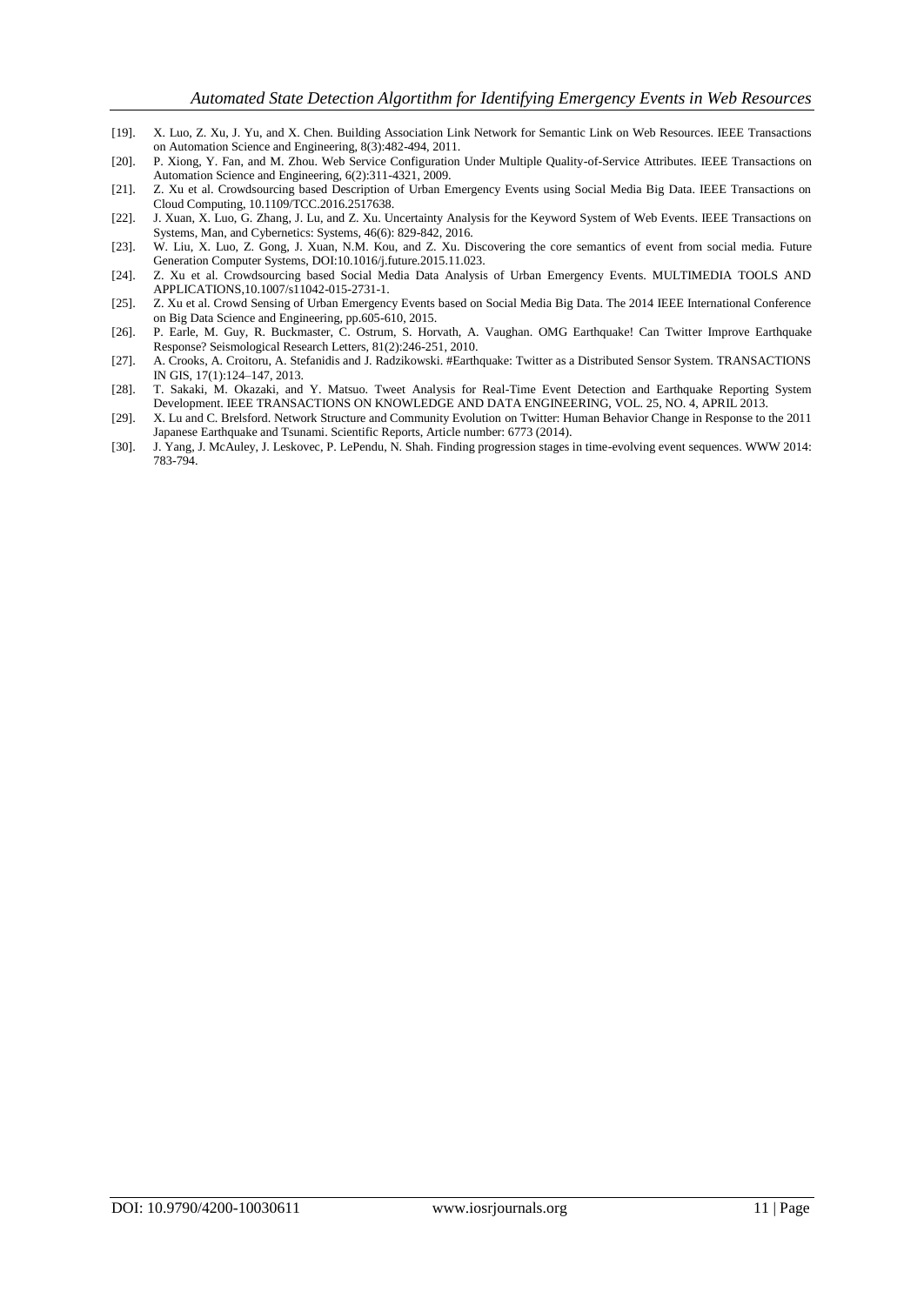[19]. X. Luo, Z. Xu, J. Yu, and X. Chen. Building Association Link Network for Semantic Link on Web Resources. IEEE Transactions on Automation Science and Engineering, 8(3):482-494, 2011.

[20]. P. Xiong, Y. Fan, and M. Zhou. Web Service Configuration Under Multiple Quality-of-Service Attributes. IEEE Transactions on Automation Science and Engineering, 6(2):311-4321, 2009.

[21]. Z. Xu et al. Crowdsourcing based Description of Urban Emergency Events using Social Media Big Data. IEEE Transactions on Cloud Computing, 10.1109/TCC.2016.2517638.

[22]. J. Xuan, X. Luo, G. Zhang, J. Lu, and Z. Xu. Uncertainty Analysis for the Keyword System of Web Events. IEEE Transactions on Systems, Man, and Cybernetics: Systems, 46(6): 829-842, 2016.

[23]. W. Liu, X. Luo, Z. Gong, J. Xuan, N.M. Kou, and Z. Xu. Discovering the core semantics of event from social media. Future Generation Computer Systems, DOI:10.1016/j.future.2015.11.023.

[24]. Z. Xu et al. Crowdsourcing based Social Media Data Analysis of Urban Emergency Events. MULTIMEDIA TOOLS AND APPLICATIONS,10.1007/s11042-015-2731-1.

[25]. Z. Xu et al. Crowd Sensing of Urban Emergency Events based on Social Media Big Data. The 2014 IEEE International Conference on Big Data Science and Engineering, pp.605-610, 2015.

[26]. P. Earle, M. Guy, R. Buckmaster, C. Ostrum, S. Horvath, A. Vaughan. OMG Earthquake! Can Twitter Improve Earthquake Response? Seismological Research Letters, 81(2):246-251, 2010.

[27]. A. Crooks, A. Croitoru, A. Stefanidis and J. Radzikowski. #Earthquake: Twitter as a Distributed Sensor System. TRANSACTIONS IN GIS, 17(1):124–147, 2013.

[28]. T. Sakaki, M. Okazaki, and Y. Matsuo. Tweet Analysis for Real-Time Event Detection and Earthquake Reporting System Development. IEEE TRANSACTIONS ON KNOWLEDGE AND DATA ENGINEERING, VOL. 25, NO. 4, APRIL 2013.

[29]. X. Lu and C. Brelsford. Network Structure and Community Evolution on Twitter: Human Behavior Change in Response to the 2011 Japanese Earthquake and Tsunami. Scientific Reports, Article number: 6773 (2014).

[30]. J. Yang, J. McAuley, J. Leskovec, P. LePendu, N. Shah. Finding progression stages in time-evolving event sequences. WWW 2014: 783-794.